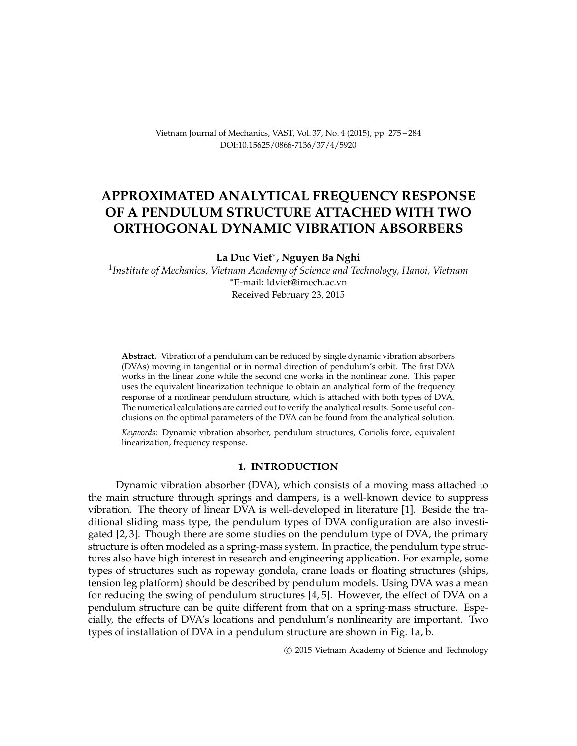# APPROXIMATED ANALYTICAL FREQUENCY RESPONSE OF A PENDULUM STRUCTURE ATTACHED WITH TWO ORTHOGONAL DYNAMIC VIBRATION ABSORBERS

**La Duc Viet\*, Nguyen Ba Nghi**

[1]*Institute of Mechanics, Vietnam Academy of Science and Technology, Hanoi, Vietnam*
\*E-mail: ldviet@imech.ac.vn
Received February 23, 2015

**Abstract.** Vibration of a pendulum can be reduced by single dynamic vibration absorbers (DVAs) moving in tangential or in normal direction of pendulum's orbit. The first DVA works in the linear zone while the second one works in the nonlinear zone. This paper uses the equivalent linearization technique to obtain an analytical form of the frequency response of a nonlinear pendulum structure, which is attached with both types of DVA. The numerical calculations are carried out to verify the analytical results. Some useful conclusions on the optimal parameters of the DVA can be found from the analytical solution.

*Keywords*: Dynamic vibration absorber, pendulum structures, Coriolis force, equivalent linearization, frequency response.

## 1. INTRODUCTION

Dynamic vibration absorber (DVA), which consists of a moving mass attached to the main structure through springs and dampers, is a well-known device to suppress vibration. The theory of linear DVA is well-developed in literature [1]. Beside the traditional sliding mass type, the pendulum types of DVA configuration are also investigated [2, 3]. Though there are some studies on the pendulum type of DVA, the primary structure is often modeled as a spring-mass system. In practice, the pendulum type structures also have high interest in research and engineering application. For example, some types of structures such as ropeway gondola, crane loads or floating structures (ships, tension leg platform) should be described by pendulum models. Using DVA was a mean for reducing the swing of pendulum structures [4, 5]. However, the effect of DVA on a pendulum structure can be quite different from that on a spring-mass structure. Especially, the effects of DVA's locations and pendulum's nonlinearity are important. Two types of installation of DVA in a pendulum structure are shown in Fig. 1a, b.

© 2015 Vietnam Academy of Science and Technology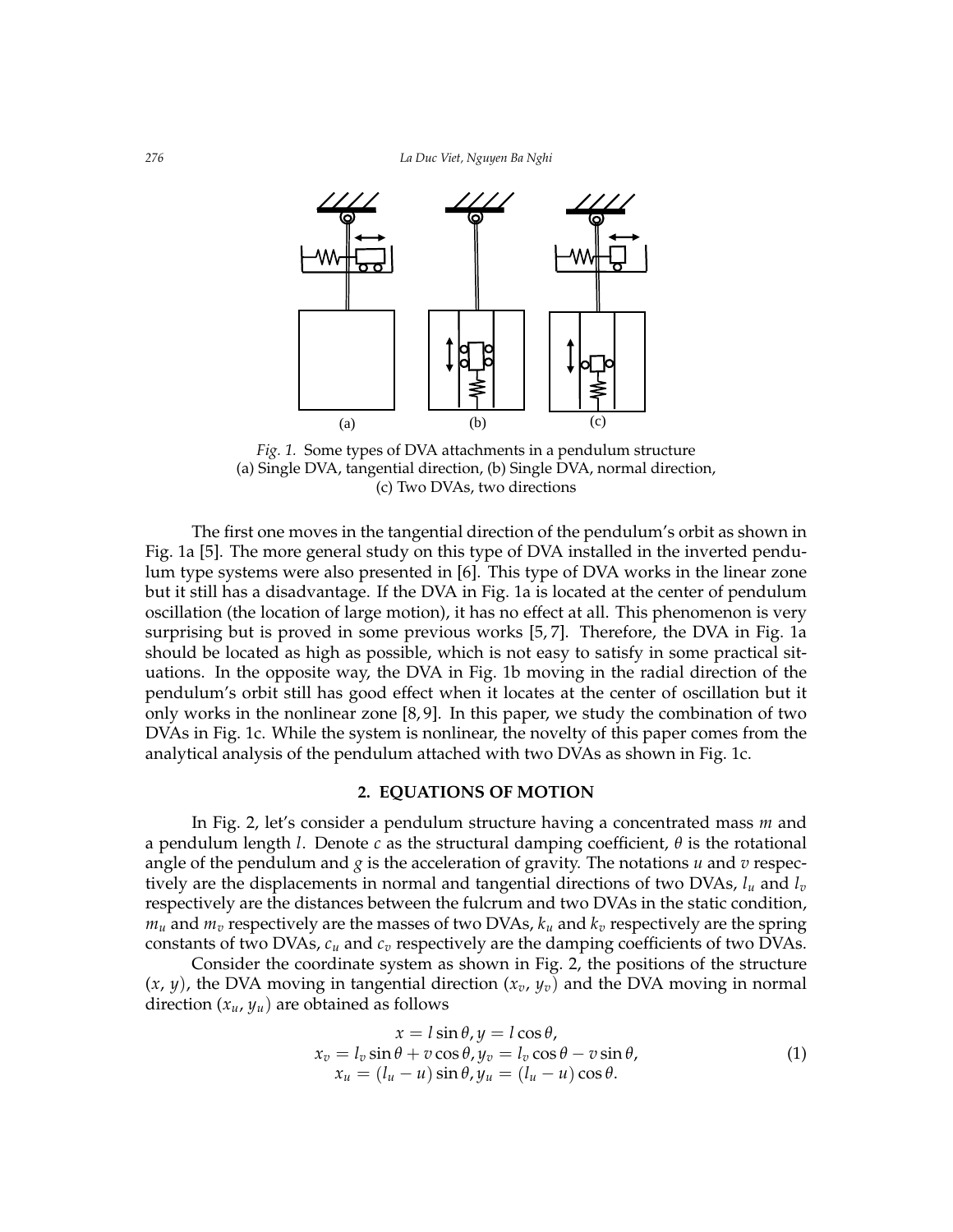(a) (b) (c)

*Fig. 1.* Some types of DVA attachments in a pendulum structure
(a) Single DVA, tangential direction, (b) Single DVA, normal direction,
(c) Two DVAs, two directions

The first one moves in the tangential direction of the pendulum's orbit as shown in Fig. 1a [5]. The more general study on this type of DVA installed in the inverted pendulum type systems were also presented in [6]. This type of DVA works in the linear zone but it still has a disadvantage. If the DVA in Fig. 1a is located at the center of pendulum oscillation (the location of large motion), it has no effect at all. This phenomenon is very surprising but is proved in some previous works [5, 7]. Therefore, the DVA in Fig. 1a should be located as high as possible, which is not easy to satisfy in some practical situations. In the opposite way, the DVA in Fig. 1b moving in the radial direction of the pendulum's orbit still has good effect when it locates at the center of oscillation but it only works in the nonlinear zone [8, 9]. In this paper, we study the combination of two DVAs in Fig. 1c. While the system is nonlinear, the novelty of this paper comes from the analytical analysis of the pendulum attached with two DVAs as shown in Fig. 1c.

## 2. EQUATIONS OF MOTION

In Fig. 2, let's consider a pendulum structure having a concentrated mass $m$ and a pendulum length $l$. Denote $c$ as the structural damping coefficient, $\theta$ is the rotational angle of the pendulum and $g$ is the acceleration of gravity. The notations $u$ and $v$ respectively are the displacements in normal and tangential directions of two DVAs, $l_u$ and $l_v$ respectively are the distances between the fulcrum and two DVAs in the static condition, $m_u$ and $m_v$ respectively are the masses of two DVAs, $k_u$ and $k_v$ respectively are the spring constants of two DVAs, $c_u$ and $c_v$ respectively are the damping coefficients of two DVAs.

Consider the coordinate system as shown in Fig. 2, the positions of the structure $(x,\, y)$, the DVA moving in tangential direction $(x_v,\, y_v)$ and the DVA moving in normal direction $(x_u,\, y_u)$ are obtained as follows

$$
\begin{gathered}
x = l\sin\theta, y = l\cos\theta, \\
x_v = l_v\sin\theta + v\cos\theta, y_v = l_v\cos\theta - v\sin\theta, \\
x_u = (l_u - u)\sin\theta, y_u = (l_u - u)\cos\theta.
\end{gathered}
\tag{1}
$$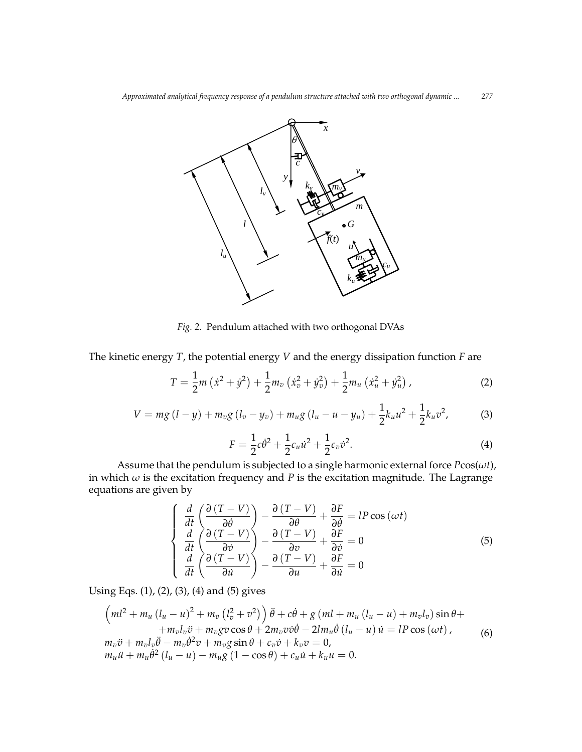*Fig. 2.* Pendulum attached with two orthogonal DVAs

The kinetic energy $T$, the potential energy $V$ and the energy dissipation function $F$ are

$$T = \frac{1}{2}m\left(\dot{x}^2 + \dot{y}^2\right) + \frac{1}{2}m_v\left(\dot{x}_v^2 + \dot{y}_v^2\right) + \frac{1}{2}m_u\left(\dot{x}_u^2 + \dot{y}_u^2\right), \tag{2}$$

$$V = mg\left(l - y\right) + m_v g\left(l_v - y_v\right) + m_u g\left(l_u - u - y_u\right) + \frac{1}{2}k_u u^2 + \frac{1}{2}k_u v^2, \tag{3}$$

$$F = \frac{1}{2}c\dot{\theta}^2 + \frac{1}{2}c_u\dot{u}^2 + \frac{1}{2}c_v\dot{v}^2. \tag{4}$$

Assume that the pendulum is subjected to a single harmonic external force $P\cos(\omega t)$, in which $\omega$ is the excitation frequency and $P$ is the excitation magnitude. The Lagrange equations are given by

$$\left\{\begin{array}{l}
\dfrac{d}{dt}\left(\dfrac{\partial\left(T-V\right)}{\partial\dot{\theta}}\right) - \dfrac{\partial\left(T-V\right)}{\partial\theta} + \dfrac{\partial F}{\partial\dot{\theta}} = lP\cos\left(\omega t\right) \\
\dfrac{d}{dt}\left(\dfrac{\partial\left(T-V\right)}{\partial\dot{v}}\right) - \dfrac{\partial\left(T-V\right)}{\partial v} + \dfrac{\partial F}{\partial\dot{v}} = 0 \\
\dfrac{d}{dt}\left(\dfrac{\partial\left(T-V\right)}{\partial\dot{u}}\right) - \dfrac{\partial\left(T-V\right)}{\partial u} + \dfrac{\partial F}{\partial\dot{u}} = 0
\end{array}\right. \tag{5}$$

Using Eqs. (1), (2), (3), (4) and (5) gives

$$\begin{array}{l}
\left(ml^2 + m_u\left(l_u - u\right)^2 + m_v\left(l_v^2 + v^2\right)\right)\ddot{\theta} + c\dot{\theta} + g\left(ml + m_u\left(l_u - u\right) + m_v l_v\right)\sin\theta + \\
\qquad + m_v l_v\ddot{v} + m_v g v\cos\theta + 2m_v v\dot{v}\dot{\theta} - 2lm_u\dot{\theta}\left(l_u - u\right)\dot{u} = lP\cos\left(\omega t\right), \\
m_v\ddot{v} + m_v l_v\ddot{\theta} - m_v\dot{\theta}^2 v + m_v g\sin\theta + c_v\dot{v} + k_v v = 0, \\
m_u\ddot{u} + m_u\dot{\theta}^2\left(l_u - u\right) - m_u g\left(1 - \cos\theta\right) + c_u\dot{u} + k_u u = 0.
\end{array} \tag{6}$$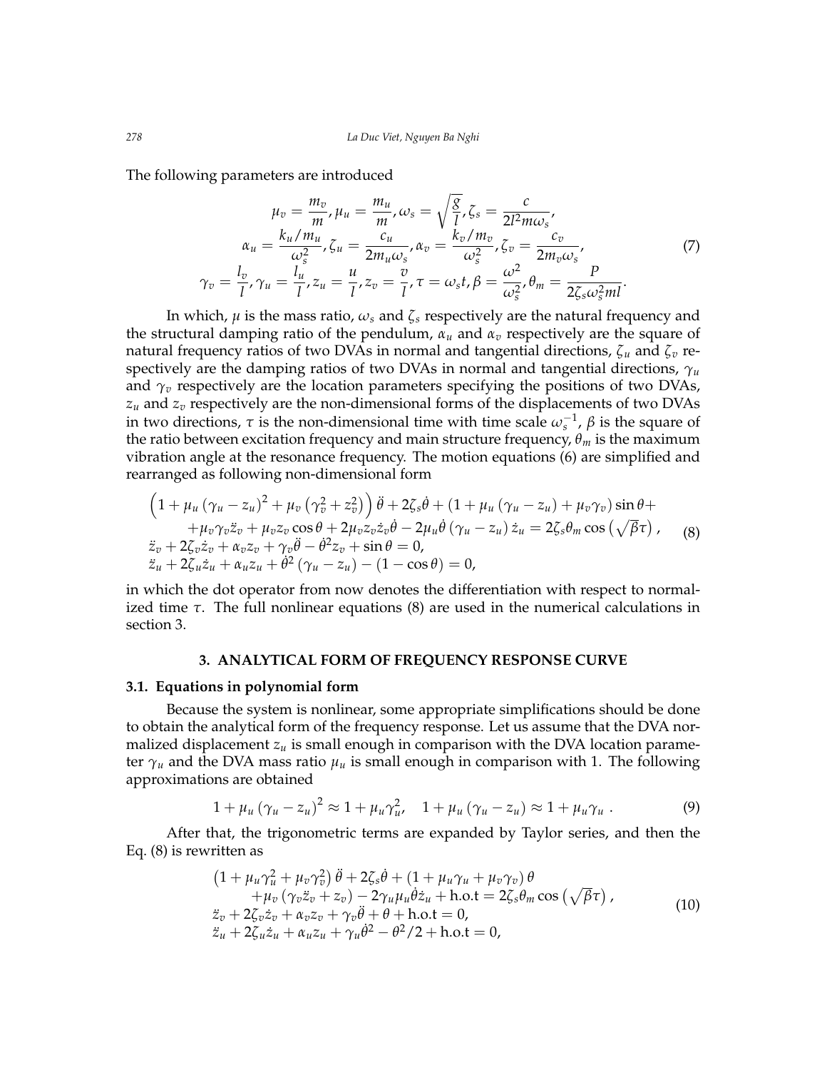The following parameters are introduced

$$
\begin{gathered}
\mu_v = \frac{m_v}{m}, \mu_u = \frac{m_u}{m}, \omega_s = \sqrt{\frac{g}{l}}, \zeta_s = \frac{c}{2l^2 m \omega_s}, \\
\alpha_u = \frac{k_u/m_u}{\omega_s^2}, \zeta_u = \frac{c_u}{2m_u\omega_s}, \alpha_v = \frac{k_v/m_v}{\omega_s^2}, \zeta_v = \frac{c_v}{2m_v\omega_s}, \\
\gamma_v = \frac{l_v}{l}, \gamma_u = \frac{l_u}{l}, z_u = \frac{u}{l}, z_v = \frac{v}{l}, \tau = \omega_s t, \beta = \frac{\omega^2}{\omega_s^2}, \theta_m = \frac{P}{2\zeta_s \omega_s^2 ml}.
\end{gathered}
\tag{7}
$$

In which, $\mu$ is the mass ratio, $\omega_s$ and $\zeta_s$ respectively are the natural frequency and the structural damping ratio of the pendulum, $\alpha_u$ and $\alpha_v$ respectively are the square of natural frequency ratios of two DVAs in normal and tangential directions, $\zeta_u$ and $\zeta_v$ respectively are the damping ratios of two DVAs in normal and tangential directions, $\gamma_u$ and $\gamma_v$ respectively are the location parameters specifying the positions of two DVAs, $z_u$ and $z_v$ respectively are the non-dimensional forms of the displacements of two DVAs in two directions, $\tau$ is the non-dimensional time with time scale $\omega_s^{-1}$, $\beta$ is the square of the ratio between excitation frequency and main structure frequency, $\theta_m$ is the maximum vibration angle at the resonance frequency. The motion equations (6) are simplified and rearranged as following non-dimensional form

$$
\begin{aligned}
&\left(1 + \mu_u (\gamma_u - z_u)^2 + \mu_v \left(\gamma_v^2 + z_v^2\right)\right)\ddot{\theta} + 2\zeta_s\dot{\theta} + \left(1 + \mu_u(\gamma_u - z_u) + \mu_v\gamma_v\right)\sin\theta + \\
&\quad + \mu_v\gamma_v\ddot{z}_v + \mu_v z_v \cos\theta + 2\mu_v z_v \dot{z}_v \dot{\theta} - 2\mu_u\dot{\theta}(\gamma_u - z_u)\dot{z}_u = 2\zeta_s\theta_m\cos\left(\sqrt{\beta}\tau\right), \\
&\ddot{z}_v + 2\zeta_v\dot{z}_v + \alpha_v z_v + \gamma_v\ddot{\theta} - \dot{\theta}^2 z_v + \sin\theta = 0, \\
&\ddot{z}_u + 2\zeta_u\dot{z}_u + \alpha_u z_u + \dot{\theta}^2(\gamma_u - z_u) - (1 - \cos\theta) = 0,
\end{aligned}
\tag{8}
$$

in which the dot operator from now denotes the differentiation with respect to normalized time $\tau$. The full nonlinear equations (8) are used in the numerical calculations in section 3.

## 3. ANALYTICAL FORM OF FREQUENCY RESPONSE CURVE

### 3.1. Equations in polynomial form

Because the system is nonlinear, some appropriate simplifications should be done to obtain the analytical form of the frequency response. Let us assume that the DVA normalized displacement $z_u$ is small enough in comparison with the DVA location parameter $\gamma_u$ and the DVA mass ratio $\mu_u$ is small enough in comparison with 1. The following approximations are obtained

$$
1 + \mu_u(\gamma_u - z_u)^2 \approx 1 + \mu_u\gamma_u^2, \quad 1 + \mu_u(\gamma_u - z_u) \approx 1 + \mu_u\gamma_u\ . \tag{9}
$$

After that, the trigonometric terms are expanded by Taylor series, and then the Eq. (8) is rewritten as

$$
\begin{aligned}
&\left(1 + \mu_u\gamma_u^2 + \mu_v\gamma_v^2\right)\ddot{\theta} + 2\zeta_s\dot{\theta} + \left(1 + \mu_u\gamma_u + \mu_v\gamma_v\right)\theta \\
&\quad + \mu_v\left(\gamma_v\ddot{z}_v + z_v\right) - 2\gamma_u\mu_u\dot{\theta}\dot{z}_u + \text{h.o.t} = 2\zeta_s\theta_m\cos\left(\sqrt{\beta}\tau\right), \\
&\ddot{z}_v + 2\zeta_v\dot{z}_v + \alpha_v z_v + \gamma_v\ddot{\theta} + \theta + \text{h.o.t} = 0, \\
&\ddot{z}_u + 2\zeta_u\dot{z}_u + \alpha_u z_u + \gamma_u\dot{\theta}^2 - \theta^2/2 + \text{h.o.t} = 0,
\end{aligned}
\tag{10}
$$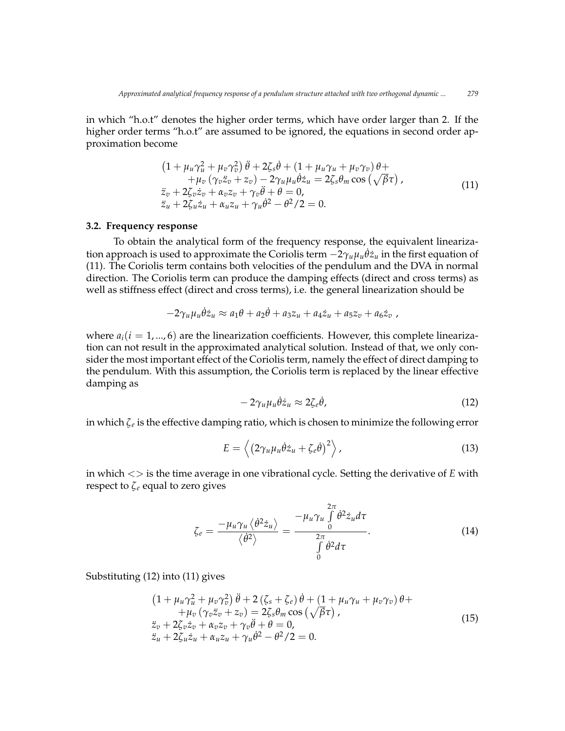in which "h.o.t" denotes the higher order terms, which have order larger than 2. If the higher order terms "h.o.t" are assumed to be ignored, the equations in second order approximation become

$$
\begin{aligned}
&\left(1+\mu_u\gamma_u^2+\mu_v\gamma_v^2\right)\ddot{\theta}+2\zeta_s\dot{\theta}+\left(1+\mu_u\gamma_u+\mu_v\gamma_v\right)\theta+ \\
&\quad +\mu_v\left(\gamma_v\ddot{z}_v+z_v\right)-2\gamma_u\mu_u\dot{\theta}\dot{z}_u=2\zeta_s\theta_m\cos\left(\sqrt{\beta}\tau\right), \\
&\ddot{z}_v+2\zeta_v\dot{z}_v+\alpha_v z_v+\gamma_v\ddot{\theta}+\theta=0, \\
&\ddot{z}_u+2\zeta_u\dot{z}_u+\alpha_u z_u+\gamma_u\dot{\theta}^2-\theta^2/2=0.
\end{aligned}
\tag{11}
$$

### 3.2. Frequency response

To obtain the analytical form of the frequency response, the equivalent linearization approach is used to approximate the Coriolis term $-2\gamma_u\mu_u\dot{\theta}\dot{z}_u$ in the first equation of (11). The Coriolis term contains both velocities of the pendulum and the DVA in normal direction. The Coriolis term can produce the damping effects (direct and cross terms) as well as stiffness effect (direct and cross terms), i.e. the general linearization should be

$$
-2\gamma_u\mu_u\dot{\theta}\dot{z}_u \approx a_1\theta+a_2\dot{\theta}+a_3 z_u+a_4\dot{z}_u+a_5 z_v+a_6\dot{z}_v \ ,
$$

where $a_i (i = 1, ..., 6)$ are the linearization coefficients. However, this complete linearization can not result in the approximated analytical solution. Instead of that, we only consider the most important effect of the Coriolis term, namely the effect of direct damping to the pendulum. With this assumption, the Coriolis term is replaced by the linear effective damping as

$$
-2\gamma_u\mu_u\dot{\theta}\dot{z}_u \approx 2\zeta_e\dot{\theta}, \tag{12}
$$

in which $\zeta_e$ is the effective damping ratio, which is chosen to minimize the following error

$$
E=\left\langle\left(2\gamma_u\mu_u\dot{\theta}\dot{z}_u+\zeta_e\dot{\theta}\right)^2\right\rangle, \tag{13}
$$

in which $<>$ is the time average in one vibrational cycle. Setting the derivative of $E$ with respect to $\zeta_e$ equal to zero gives

$$
\zeta_e=\frac{-\mu_u\gamma_u\left\langle\dot{\theta}^2\dot{z}_u\right\rangle}{\left\langle\dot{\theta}^2\right\rangle}=\frac{-\mu_u\gamma_u\int\limits_0^{2\pi}\dot{\theta}^2\dot{z}_u d\tau}{\int\limits_0^{2\pi}\dot{\theta}^2 d\tau}. \tag{14}
$$

Substituting (12) into (11) gives

$$
\begin{aligned}
&\left(1+\mu_u\gamma_u^2+\mu_v\gamma_v^2\right)\ddot{\theta}+2\left(\zeta_s+\zeta_e\right)\dot{\theta}+\left(1+\mu_u\gamma_u+\mu_v\gamma_v\right)\theta+ \\
&\quad +\mu_v\left(\gamma_v\ddot{z}_v+z_v\right)=2\zeta_s\theta_m\cos\left(\sqrt{\beta}\tau\right), \\
&\ddot{z}_v+2\zeta_v\dot{z}_v+\alpha_v z_v+\gamma_v\ddot{\theta}+\theta=0, \\
&\ddot{z}_u+2\zeta_u\dot{z}_u+\alpha_u z_u+\gamma_u\dot{\theta}^2-\theta^2/2=0.
\end{aligned}
\tag{15}
$$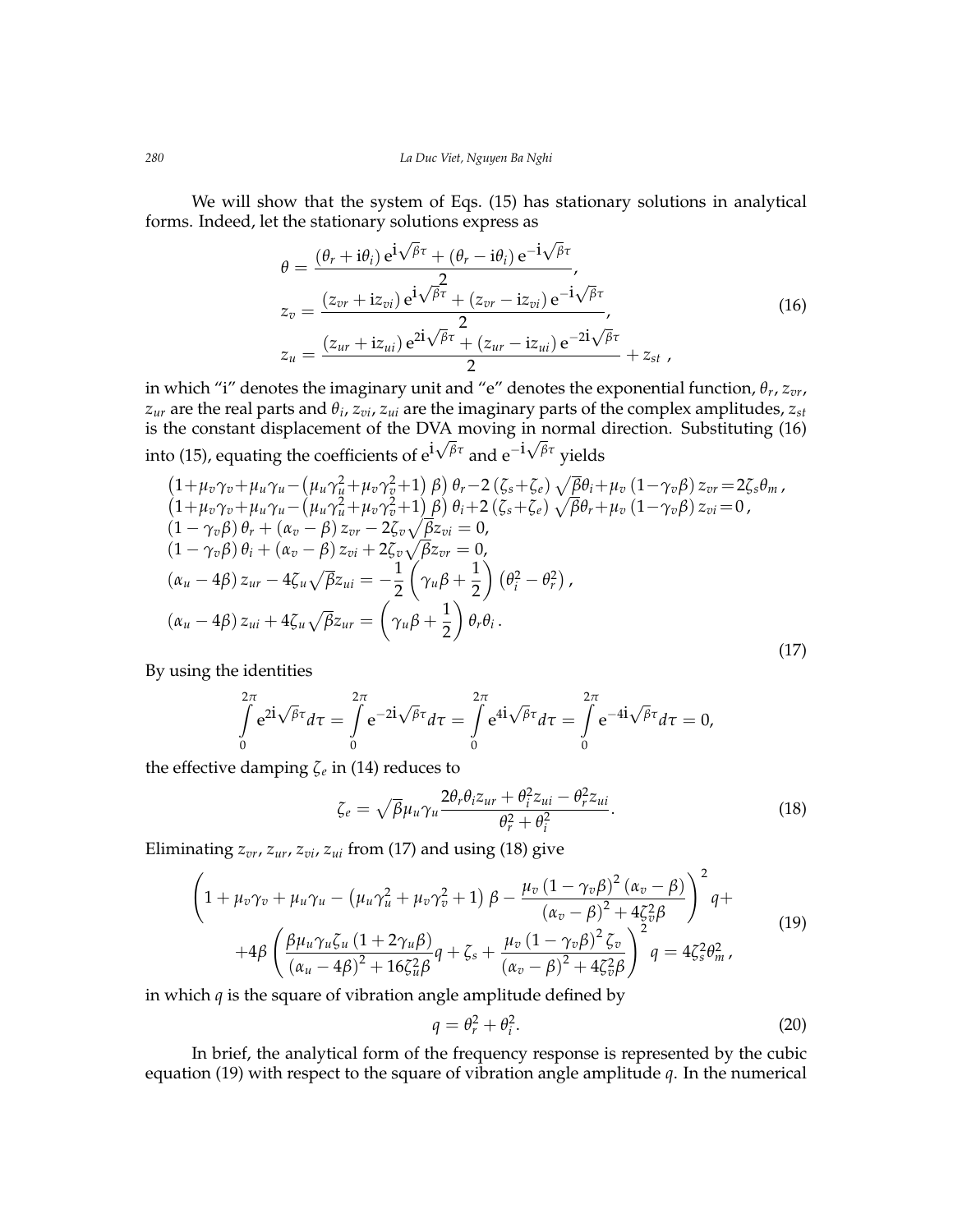We will show that the system of Eqs. (15) has stationary solutions in analytical forms. Indeed, let the stationary solutions express as

$$
\begin{aligned}
\theta &= \frac{(\theta_r + \mathrm{i}\theta_i)\,\mathrm{e}^{\mathrm{i}\sqrt{\beta}\tau} + (\theta_r - \mathrm{i}\theta_i)\,\mathrm{e}^{-\mathrm{i}\sqrt{\beta}\tau}}{2}, \\
z_v &= \frac{(z_{vr} + \mathrm{i}z_{vi})\,\mathrm{e}^{\mathrm{i}\sqrt{\beta}\tau} + (z_{vr} - \mathrm{i}z_{vi})\,\mathrm{e}^{-\mathrm{i}\sqrt{\beta}\tau}}{2}, \\
z_u &= \frac{(z_{ur} + \mathrm{i}z_{ui})\,\mathrm{e}^{2\mathrm{i}\sqrt{\beta}\tau} + (z_{ur} - \mathrm{i}z_{ui})\,\mathrm{e}^{-2\mathrm{i}\sqrt{\beta}\tau}}{2} + z_{st}\ ,
\end{aligned}
\tag{16}
$$

in which "i" denotes the imaginary unit and "e" denotes the exponential function, $\theta_r$, $z_{vr}$, $z_{ur}$ are the real parts and $\theta_i$, $z_{vi}$, $z_{ui}$ are the imaginary parts of the complex amplitudes, $z_{st}$ is the constant displacement of the DVA moving in normal direction. Substituting (16) into (15), equating the coefficients of $\mathrm{e}^{\mathrm{i}\sqrt{\beta}\tau}$ and $\mathrm{e}^{-\mathrm{i}\sqrt{\beta}\tau}$ yields

$$
\begin{aligned}
&\left(1+\mu_v\gamma_v+\mu_u\gamma_u-\left(\mu_u\gamma_u^2+\mu_v\gamma_v^2+1\right)\beta\right)\theta_r-2\left(\zeta_s+\zeta_e\right)\sqrt{\beta}\theta_i+\mu_v\left(1-\gamma_v\beta\right)z_{vr}=2\zeta_s\theta_m\,, \\
&\left(1+\mu_v\gamma_v+\mu_u\gamma_u-\left(\mu_u\gamma_u^2+\mu_v\gamma_v^2+1\right)\beta\right)\theta_i+2\left(\zeta_s+\zeta_e\right)\sqrt{\beta}\theta_r+\mu_v\left(1-\gamma_v\beta\right)z_{vi}=0\,, \\
&\left(1-\gamma_v\beta\right)\theta_r+\left(\alpha_v-\beta\right)z_{vr}-2\zeta_v\sqrt{\beta}z_{vi}=0, \\
&\left(1-\gamma_v\beta\right)\theta_i+\left(\alpha_v-\beta\right)z_{vi}+2\zeta_v\sqrt{\beta}z_{vr}=0, \\
&\left(\alpha_u-4\beta\right)z_{ur}-4\zeta_u\sqrt{\beta}z_{ui}=-\frac{1}{2}\left(\gamma_u\beta+\frac{1}{2}\right)\left(\theta_i^2-\theta_r^2\right), \\
&\left(\alpha_u-4\beta\right)z_{ui}+4\zeta_u\sqrt{\beta}z_{ur}=\left(\gamma_u\beta+\frac{1}{2}\right)\theta_r\theta_i\,.
\end{aligned}
\tag{17}
$$

By using the identities

$$
\int_0^{2\pi}\mathrm{e}^{2\mathrm{i}\sqrt{\beta}\tau}d\tau=\int_0^{2\pi}\mathrm{e}^{-2\mathrm{i}\sqrt{\beta}\tau}d\tau=\int_0^{2\pi}\mathrm{e}^{4\mathrm{i}\sqrt{\beta}\tau}d\tau=\int_0^{2\pi}\mathrm{e}^{-4\mathrm{i}\sqrt{\beta}\tau}d\tau=0,
$$

the effective damping $\zeta_e$ in (14) reduces to

$$
\zeta_e=\sqrt{\beta}\mu_u\gamma_u\frac{2\theta_r\theta_i z_{ur}+\theta_i^2 z_{ui}-\theta_r^2 z_{ui}}{\theta_r^2+\theta_i^2}.
\tag{18}
$$

Eliminating $z_{vr}$, $z_{ur}$, $z_{vi}$, $z_{ui}$ from (17) and using (18) give

$$
\begin{aligned}
&\left(1+\mu_v\gamma_v+\mu_u\gamma_u-\left(\mu_u\gamma_u^2+\mu_v\gamma_v^2+1\right)\beta-\frac{\mu_v\left(1-\gamma_v\beta\right)^2\left(\alpha_v-\beta\right)}{\left(\alpha_v-\beta\right)^2+4\zeta_v^2\beta}\right)^2 q+ \\
&+4\beta\left(\frac{\beta\mu_u\gamma_u\zeta_u\left(1+2\gamma_u\beta\right)}{\left(\alpha_u-4\beta\right)^2+16\zeta_u^2\beta}q+\zeta_s+\frac{\mu_v\left(1-\gamma_v\beta\right)^2\zeta_v}{\left(\alpha_v-\beta\right)^2+4\zeta_v^2\beta}\right)^2 q=4\zeta_s^2\theta_m^2\,,
\end{aligned}
\tag{19}
$$

in which $q$ is the square of vibration angle amplitude defined by

$$
q=\theta_r^2+\theta_i^2.
\tag{20}
$$

In brief, the analytical form of the frequency response is represented by the cubic equation (19) with respect to the square of vibration angle amplitude $q$. In the numerical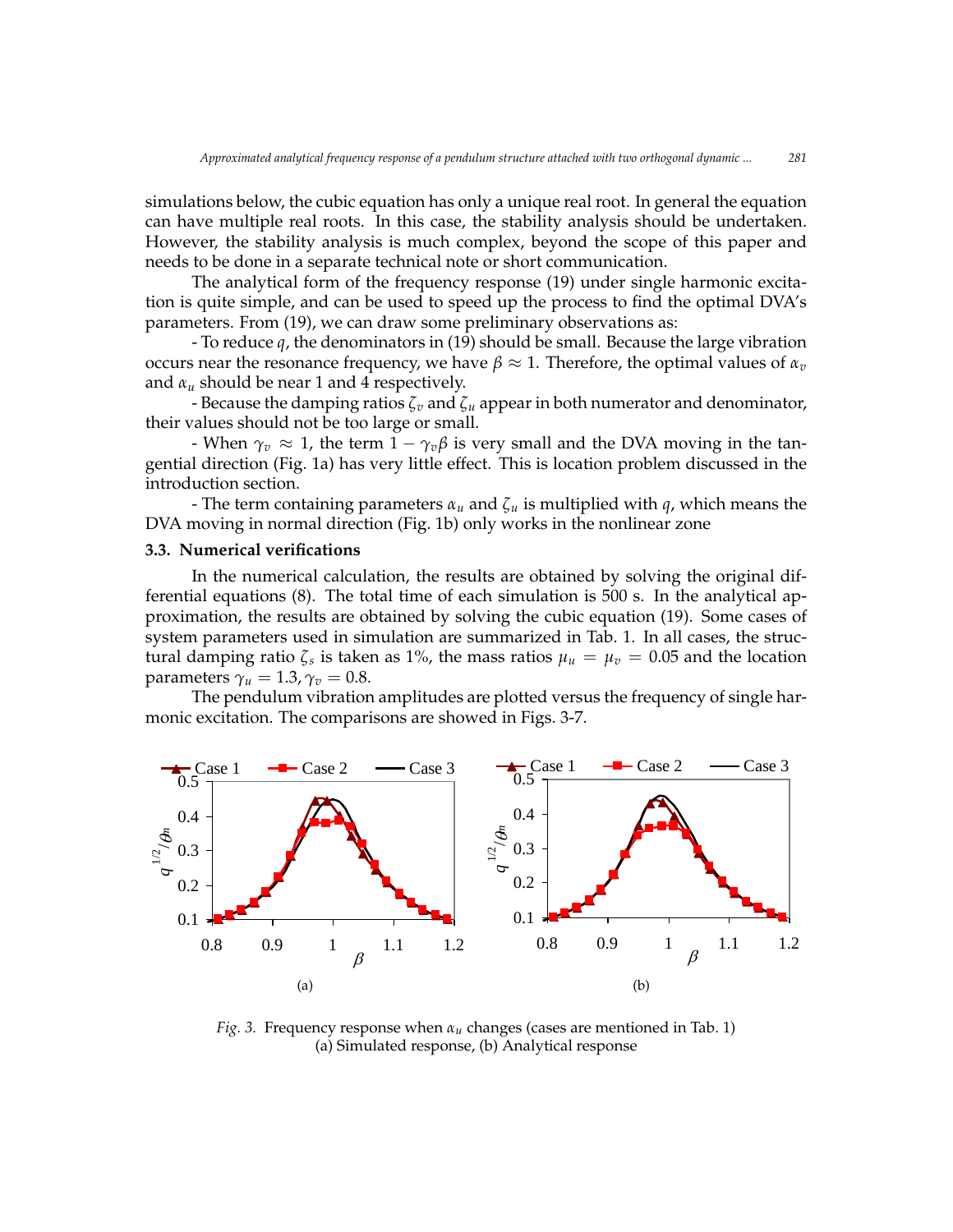simulations below, the cubic equation has only a unique real root. In general the equation can have multiple real roots. In this case, the stability analysis should be undertaken. However, the stability analysis is much complex, beyond the scope of this paper and needs to be done in a separate technical note or short communication.

The analytical form of the frequency response (19) under single harmonic excitation is quite simple, and can be used to speed up the process to find the optimal DVA's parameters. From (19), we can draw some preliminary observations as:

- To reduce $q$, the denominators in (19) should be small. Because the large vibration occurs near the resonance frequency, we have $\beta \approx 1$. Therefore, the optimal values of $\alpha_v$ and $\alpha_u$ should be near 1 and 4 respectively.

- Because the damping ratios $\zeta_v$ and $\zeta_u$ appear in both numerator and denominator, their values should not be too large or small.

- When $\gamma_v \approx 1$, the term $1 - \gamma_v \beta$ is very small and the DVA moving in the tangential direction (Fig. 1a) has very little effect. This is location problem discussed in the introduction section.

- The term containing parameters $\alpha_u$ and $\zeta_u$ is multiplied with $q$, which means the DVA moving in normal direction (Fig. 1b) only works in the nonlinear zone

### 3.3. Numerical verifications

In the numerical calculation, the results are obtained by solving the original differential equations (8). The total time of each simulation is 500 s. In the analytical approximation, the results are obtained by solving the cubic equation (19). Some cases of system parameters used in simulation are summarized in Tab. 1. In all cases, the structural damping ratio $\zeta_s$ is taken as 1%, the mass ratios $\mu_u = \mu_v = 0.05$ and the location parameters $\gamma_u = 1.3, \gamma_v = 0.8$.

The pendulum vibration amplitudes are plotted versus the frequency of single harmonic excitation. The comparisons are showed in Figs. 3-7.

*Fig. 3.* Frequency response when $\alpha_u$ changes (cases are mentioned in Tab. 1)
(a) Simulated response, (b) Analytical response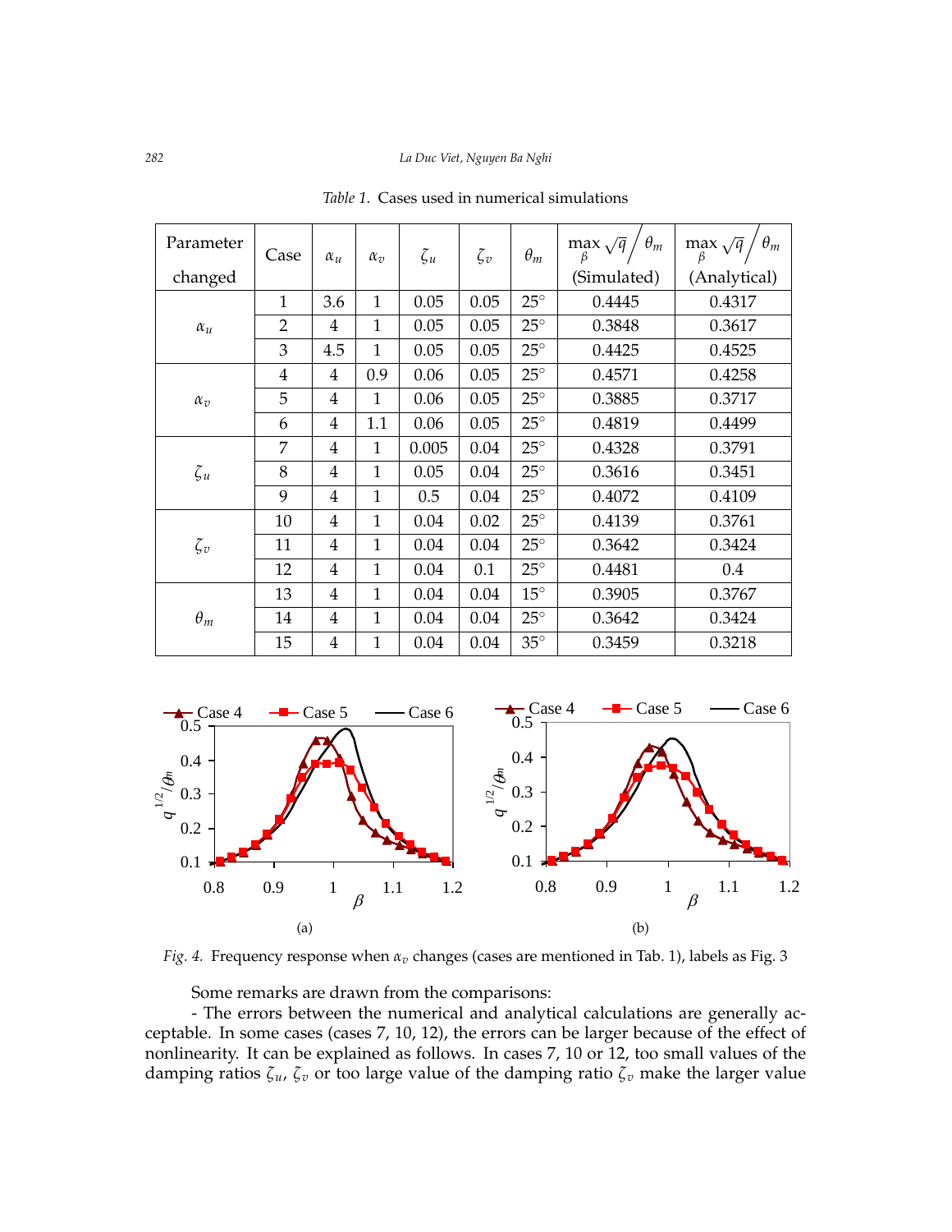*Table 1.* Cases used in numerical simulations

| Parameter changed | Case | $\alpha_u$ | $\alpha_v$ | $\zeta_u$ | $\zeta_v$ | $\theta_m$ | $\max\limits_{\beta} \sqrt{q} \Big/ \theta_m$ (Simulated) | $\max\limits_{\beta} \sqrt{q} \Big/ \theta_m$ (Analytical) |
|---|---|---|---|---|---|---|---|---|
| $\alpha_u$ | 1 | 3.6 | 1 | 0.05 | 0.05 | $25^\circ$ | 0.4445 | 0.4317 |
| | 2 | 4 | 1 | 0.05 | 0.05 | $25^\circ$ | 0.3848 | 0.3617 |
| | 3 | 4.5 | 1 | 0.05 | 0.05 | $25^\circ$ | 0.4425 | 0.4525 |
| $\alpha_v$ | 4 | 4 | 0.9 | 0.06 | 0.05 | $25^\circ$ | 0.4571 | 0.4258 |
| | 5 | 4 | 1 | 0.06 | 0.05 | $25^\circ$ | 0.3885 | 0.3717 |
| | 6 | 4 | 1.1 | 0.06 | 0.05 | $25^\circ$ | 0.4819 | 0.4499 |
| $\zeta_u$ | 7 | 4 | 1 | 0.005 | 0.04 | $25^\circ$ | 0.4328 | 0.3791 |
| | 8 | 4 | 1 | 0.05 | 0.04 | $25^\circ$ | 0.3616 | 0.3451 |
| | 9 | 4 | 1 | 0.5 | 0.04 | $25^\circ$ | 0.4072 | 0.4109 |
| $\zeta_v$ | 10 | 4 | 1 | 0.04 | 0.02 | $25^\circ$ | 0.4139 | 0.3761 |
| | 11 | 4 | 1 | 0.04 | 0.04 | $25^\circ$ | 0.3642 | 0.3424 |
| | 12 | 4 | 1 | 0.04 | 0.1 | $25^\circ$ | 0.4481 | 0.4 |
| $\theta_m$ | 13 | 4 | 1 | 0.04 | 0.04 | $15^\circ$ | 0.3905 | 0.3767 |
| | 14 | 4 | 1 | 0.04 | 0.04 | $25^\circ$ | 0.3642 | 0.3424 |
| | 15 | 4 | 1 | 0.04 | 0.04 | $35^\circ$ | 0.3459 | 0.3218 |

(a) (b)

*Fig. 4.* Frequency response when $\alpha_v$ changes (cases are mentioned in Tab. 1), labels as Fig. 3

Some remarks are drawn from the comparisons:

- The errors between the numerical and analytical calculations are generally acceptable. In some cases (cases 7, 10, 12), the errors can be larger because of the effect of nonlinearity. It can be explained as follows. In cases 7, 10 or 12, too small values of the damping ratios $\zeta_u$, $\zeta_v$ or too large value of the damping ratio $\zeta_v$ make the larger value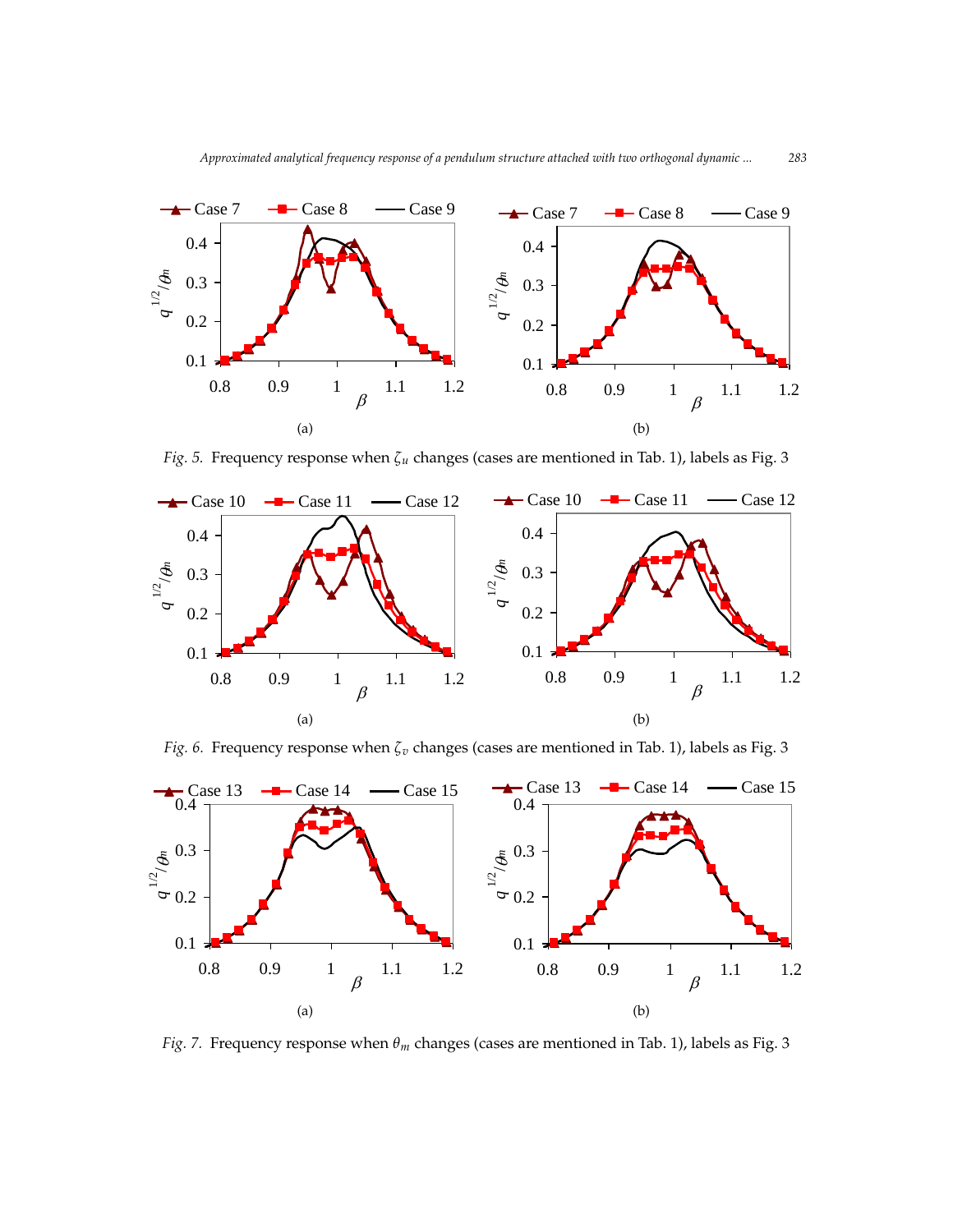(a)

(b)

*Fig. 5.* Frequency response when $\zeta_u$ changes (cases are mentioned in Tab. 1), labels as Fig. 3

(a)

(b)

*Fig. 6.* Frequency response when $\zeta_v$ changes (cases are mentioned in Tab. 1), labels as Fig. 3

(a)

(b)

*Fig. 7.* Frequency response when $\theta_m$ changes (cases are mentioned in Tab. 1), labels as Fig. 3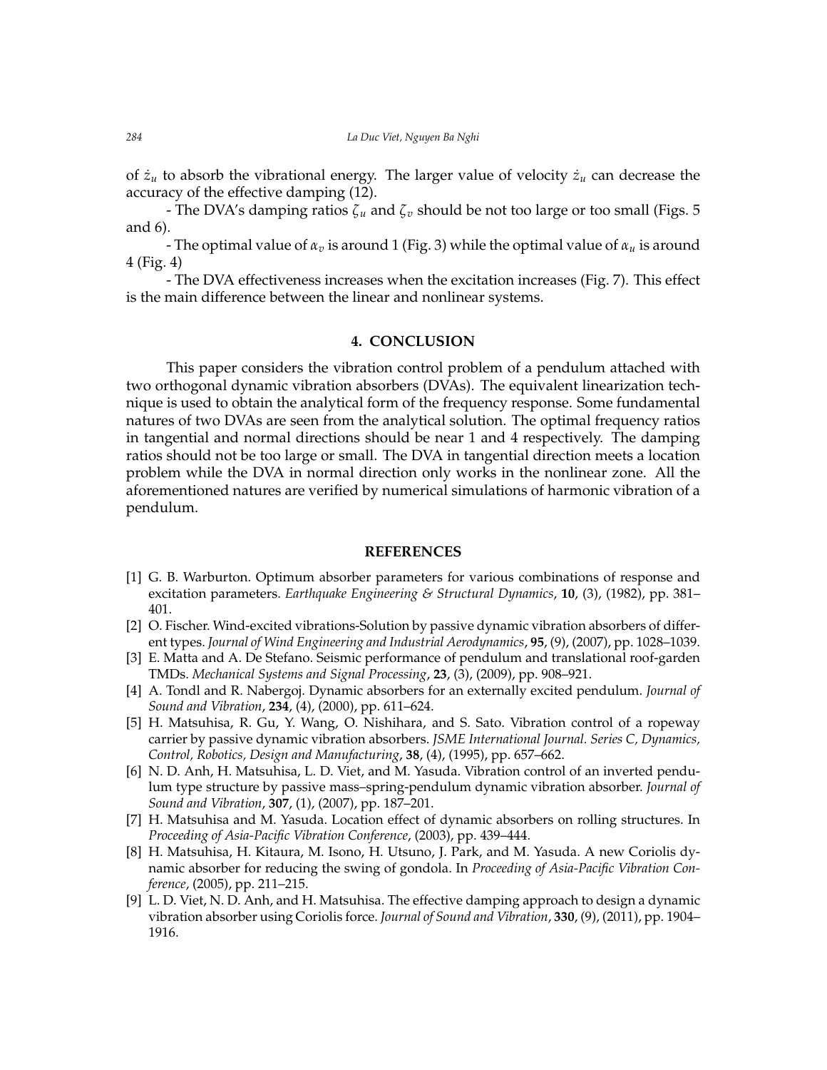of $\dot{z}_u$ to absorb the vibrational energy. The larger value of velocity $\dot{z}_u$ can decrease the accuracy of the effective damping (12).

- The DVA's damping ratios $\zeta_u$ and $\zeta_v$ should be not too large or too small (Figs. 5 and 6).

- The optimal value of $\alpha_v$ is around 1 (Fig. 3) while the optimal value of $\alpha_u$ is around 4 (Fig. 4)

- The DVA effectiveness increases when the excitation increases (Fig. 7). This effect is the main difference between the linear and nonlinear systems.

## 4. CONCLUSION

This paper considers the vibration control problem of a pendulum attached with two orthogonal dynamic vibration absorbers (DVAs). The equivalent linearization technique is used to obtain the analytical form of the frequency response. Some fundamental natures of two DVAs are seen from the analytical solution. The optimal frequency ratios in tangential and normal directions should be near 1 and 4 respectively. The damping ratios should not be too large or small. The DVA in tangential direction meets a location problem while the DVA in normal direction only works in the nonlinear zone. All the aforementioned natures are verified by numerical simulations of harmonic vibration of a pendulum.

## REFERENCES

[1] G. B. Warburton. Optimum absorber parameters for various combinations of response and excitation parameters. *Earthquake Engineering & Structural Dynamics*, **10**, (3), (1982), pp. 381–401.

[2] O. Fischer. Wind-excited vibrations-Solution by passive dynamic vibration absorbers of different types. *Journal of Wind Engineering and Industrial Aerodynamics*, **95**, (9), (2007), pp. 1028–1039.

[3] E. Matta and A. De Stefano. Seismic performance of pendulum and translational roof-garden TMDs. *Mechanical Systems and Signal Processing*, **23**, (3), (2009), pp. 908–921.

[4] A. Tondl and R. Nabergoj. Dynamic absorbers for an externally excited pendulum. *Journal of Sound and Vibration*, **234**, (4), (2000), pp. 611–624.

[5] H. Matsuhisa, R. Gu, Y. Wang, O. Nishihara, and S. Sato. Vibration control of a ropeway carrier by passive dynamic vibration absorbers. *JSME International Journal. Series C, Dynamics, Control, Robotics, Design and Manufacturing*, **38**, (4), (1995), pp. 657–662.

[6] N. D. Anh, H. Matsuhisa, L. D. Viet, and M. Yasuda. Vibration control of an inverted pendulum type structure by passive mass–spring-pendulum dynamic vibration absorber. *Journal of Sound and Vibration*, **307**, (1), (2007), pp. 187–201.

[7] H. Matsuhisa and M. Yasuda. Location effect of dynamic absorbers on rolling structures. In *Proceeding of Asia-Pacific Vibration Conference*, (2003), pp. 439–444.

[8] H. Matsuhisa, H. Kitaura, M. Isono, H. Utsuno, J. Park, and M. Yasuda. A new Coriolis dynamic absorber for reducing the swing of gondola. In *Proceeding of Asia-Pacific Vibration Conference*, (2005), pp. 211–215.

[9] L. D. Viet, N. D. Anh, and H. Matsuhisa. The effective damping approach to design a dynamic vibration absorber using Coriolis force. *Journal of Sound and Vibration*, **330**, (9), (2011), pp. 1904–1916.